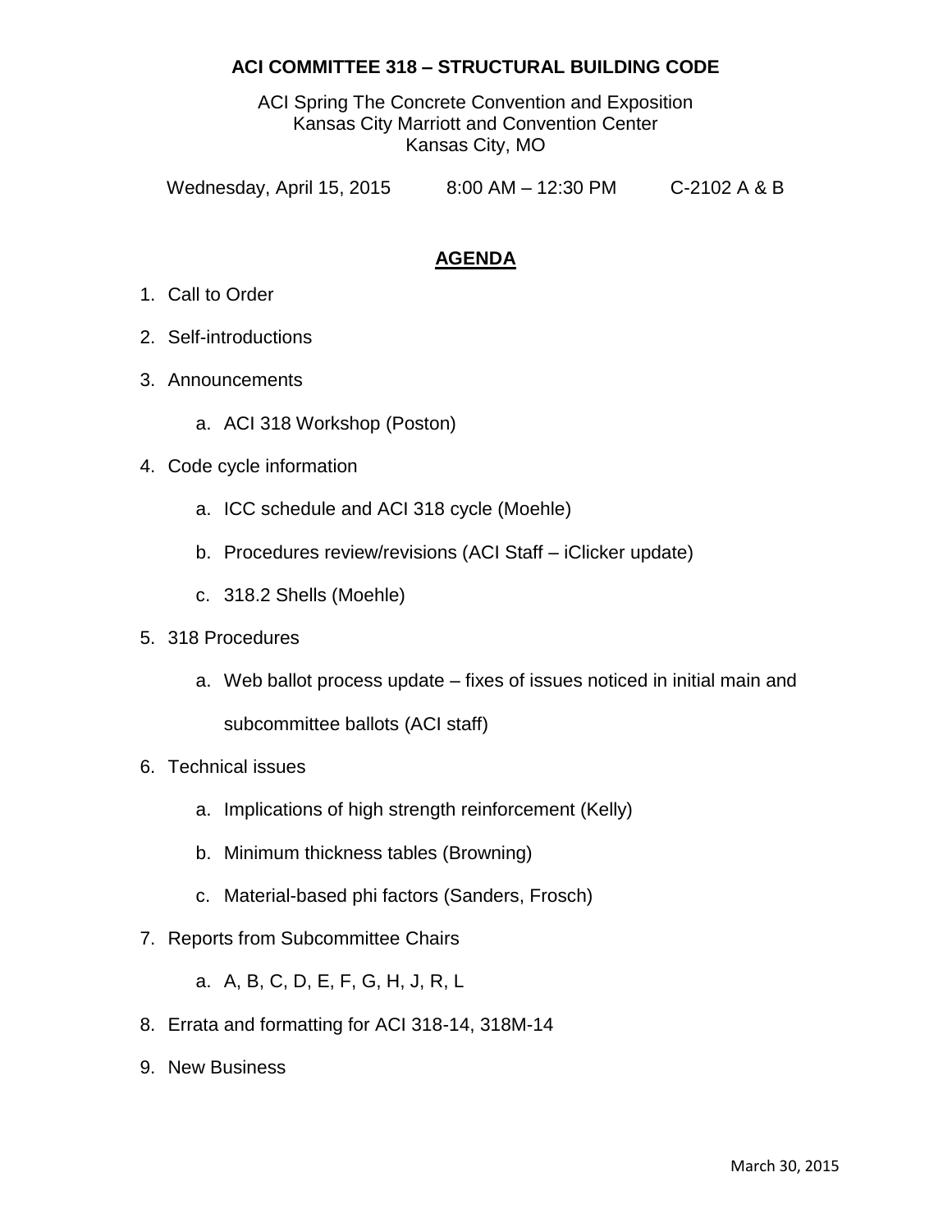# ACI COMMITTEE 318 – STRUCTURAL BUILDING CODE

ACI Spring The Concrete Convention and Exposition
Kansas City Marriott and Convention Center
Kansas City, MO

Wednesday, April 15, 2015 8:00 AM – 12:30 PM C-2102 A & B

## AGENDA

1. Call to Order
2. Self-introductions
3. Announcements
   a. ACI 318 Workshop (Poston)
4. Code cycle information
   a. ICC schedule and ACI 318 cycle (Moehle)
   b. Procedures review/revisions (ACI Staff – iClicker update)
   c. 318.2 Shells (Moehle)
5. 318 Procedures
   a. Web ballot process update – fixes of issues noticed in initial main and subcommittee ballots (ACI staff)
6. Technical issues
   a. Implications of high strength reinforcement (Kelly)
   b. Minimum thickness tables (Browning)
   c. Material-based phi factors (Sanders, Frosch)
7. Reports from Subcommittee Chairs
   a. A, B, C, D, E, F, G, H, J, R, L
8. Errata and formatting for ACI 318-14, 318M-14
9. New Business

March 30, 2015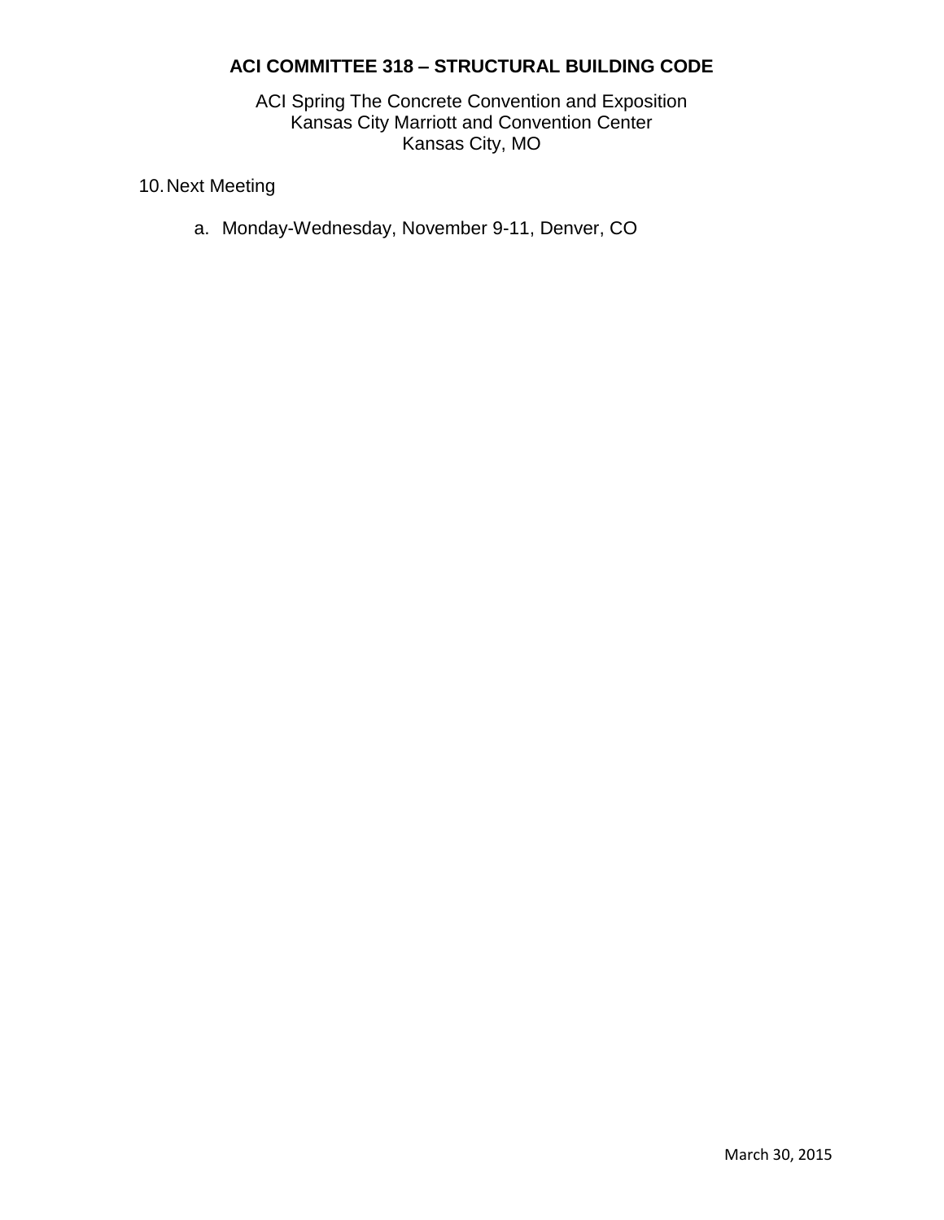10. Next Meeting

    a. Monday-Wednesday, November 9-11, Denver, CO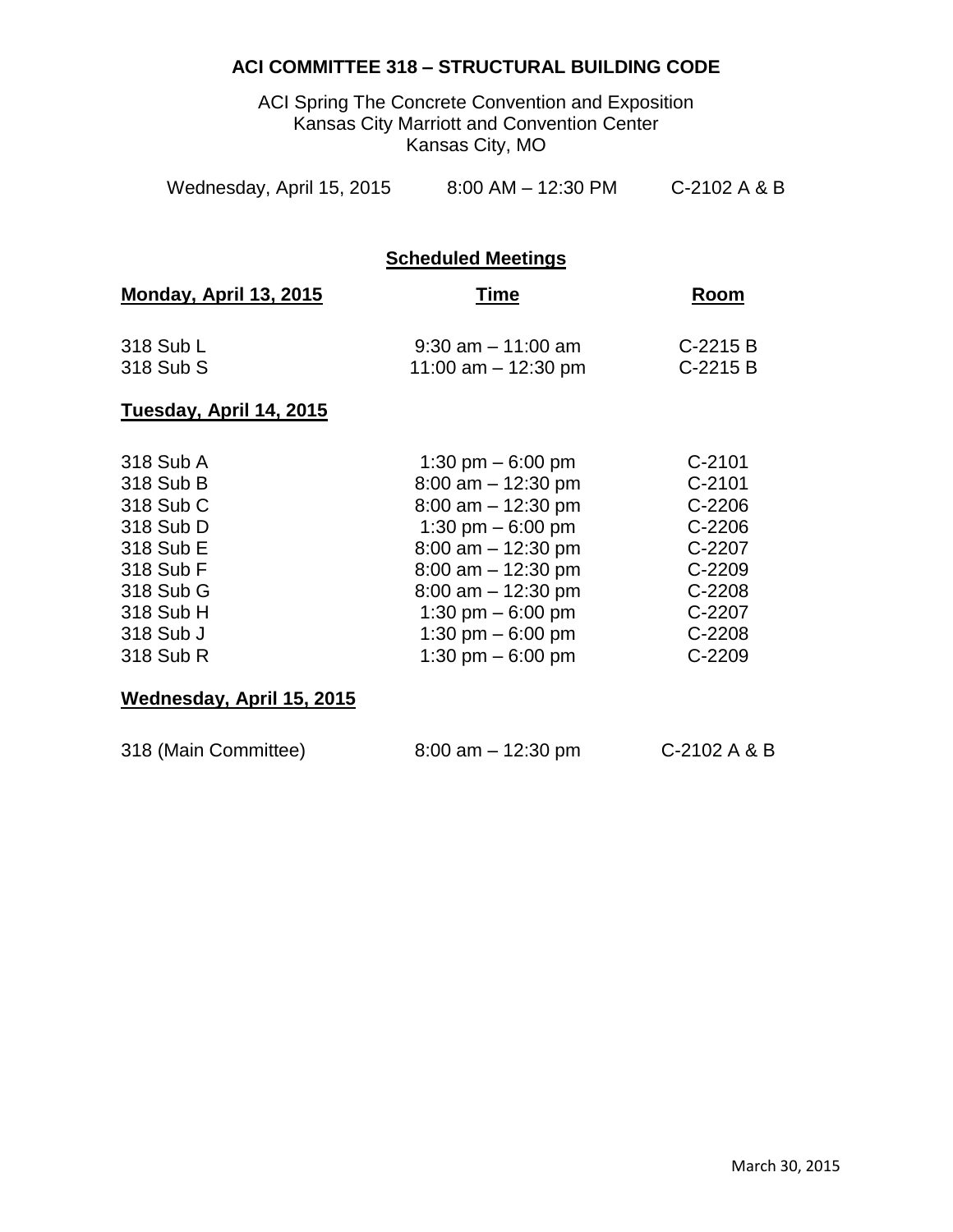**ACI COMMITTEE 318 – STRUCTURAL BUILDING CODE**

ACI Spring The Concrete Convention and Exposition
Kansas City Marriott and Convention Center
Kansas City, MO

Wednesday, April 15, 2015 8:00 AM – 12:30 PM C-2102 A & B

## Scheduled Meetings

| Monday, April 13, 2015 | Time | Room |
|---|---|---|
| 318 Sub L | 9:30 am – 11:00 am | C-2215 B |
| 318 Sub S | 11:00 am – 12:30 pm | C-2215 B |
| **Tuesday, April 14, 2015** | | |
| 318 Sub A | 1:30 pm – 6:00 pm | C-2101 |
| 318 Sub B | 8:00 am – 12:30 pm | C-2101 |
| 318 Sub C | 8:00 am – 12:30 pm | C-2206 |
| 318 Sub D | 1:30 pm – 6:00 pm | C-2206 |
| 318 Sub E | 8:00 am – 12:30 pm | C-2207 |
| 318 Sub F | 8:00 am – 12:30 pm | C-2209 |
| 318 Sub G | 8:00 am – 12:30 pm | C-2208 |
| 318 Sub H | 1:30 pm – 6:00 pm | C-2207 |
| 318 Sub J | 1:30 pm – 6:00 pm | C-2208 |
| 318 Sub R | 1:30 pm – 6:00 pm | C-2209 |
| **Wednesday, April 15, 2015** | | |
| 318 (Main Committee) | 8:00 am – 12:30 pm | C-2102 A & B |

March 30, 2015